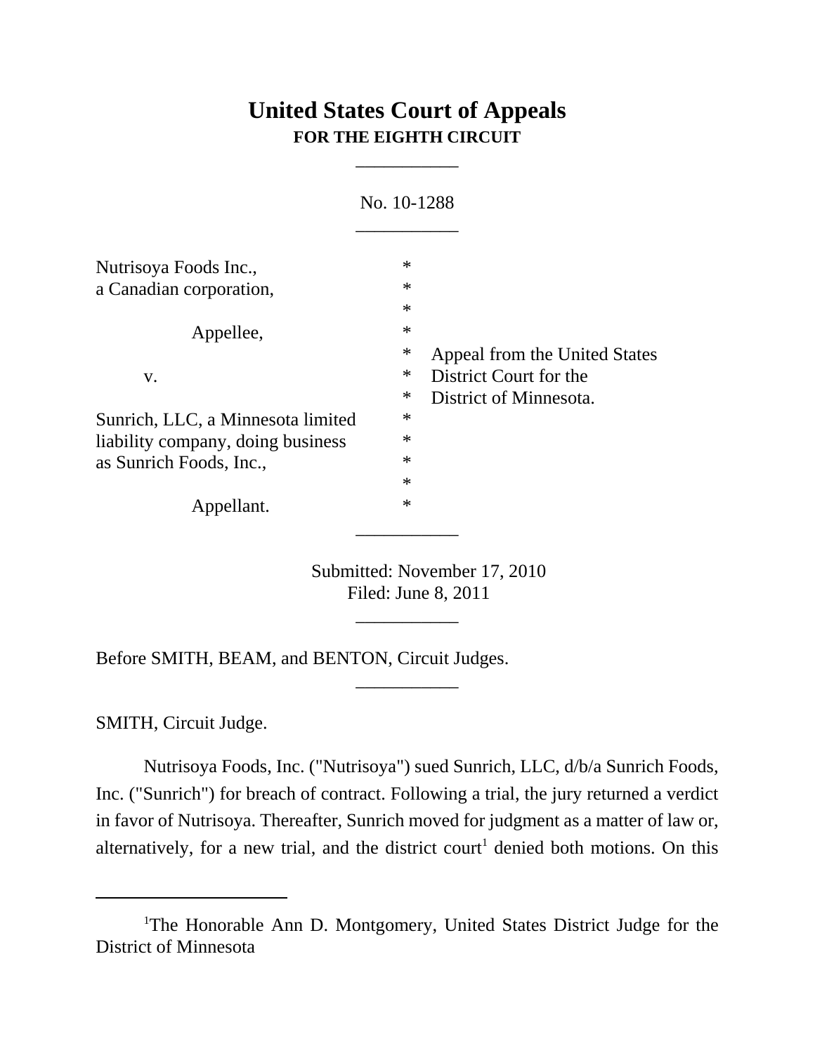# United States Court of Appeals
**FOR THE EIGHTH CIRCUIT**

___________

No. 10-1288

___________

| | | |
|---|---|---|
| Nutrisoya Foods Inc., a Canadian corporation, | * | |
| | * | |
| Appellee, | * | |
| | * | Appeal from the United States |
| v. | * | District Court for the |
| | * | District of Minnesota. |
| Sunrich, LLC, a Minnesota limited liability company, doing business as Sunrich Foods, Inc., | * | |
| | * | |
| Appellant. | * | |

___________

Submitted: November 17, 2010
Filed: June 8, 2011

___________

Before SMITH, BEAM, and BENTON, Circuit Judges.

___________

SMITH, Circuit Judge.

Nutrisoya Foods, Inc. ("Nutrisoya") sued Sunrich, LLC, d/b/a Sunrich Foods, Inc. ("Sunrich") for breach of contract. Following a trial, the jury returned a verdict in favor of Nutrisoya. Thereafter, Sunrich moved for judgment as a matter of law or, alternatively, for a new trial, and the district court[1] denied both motions. On this

---

[1]The Honorable Ann D. Montgomery, United States District Judge for the District of Minnesota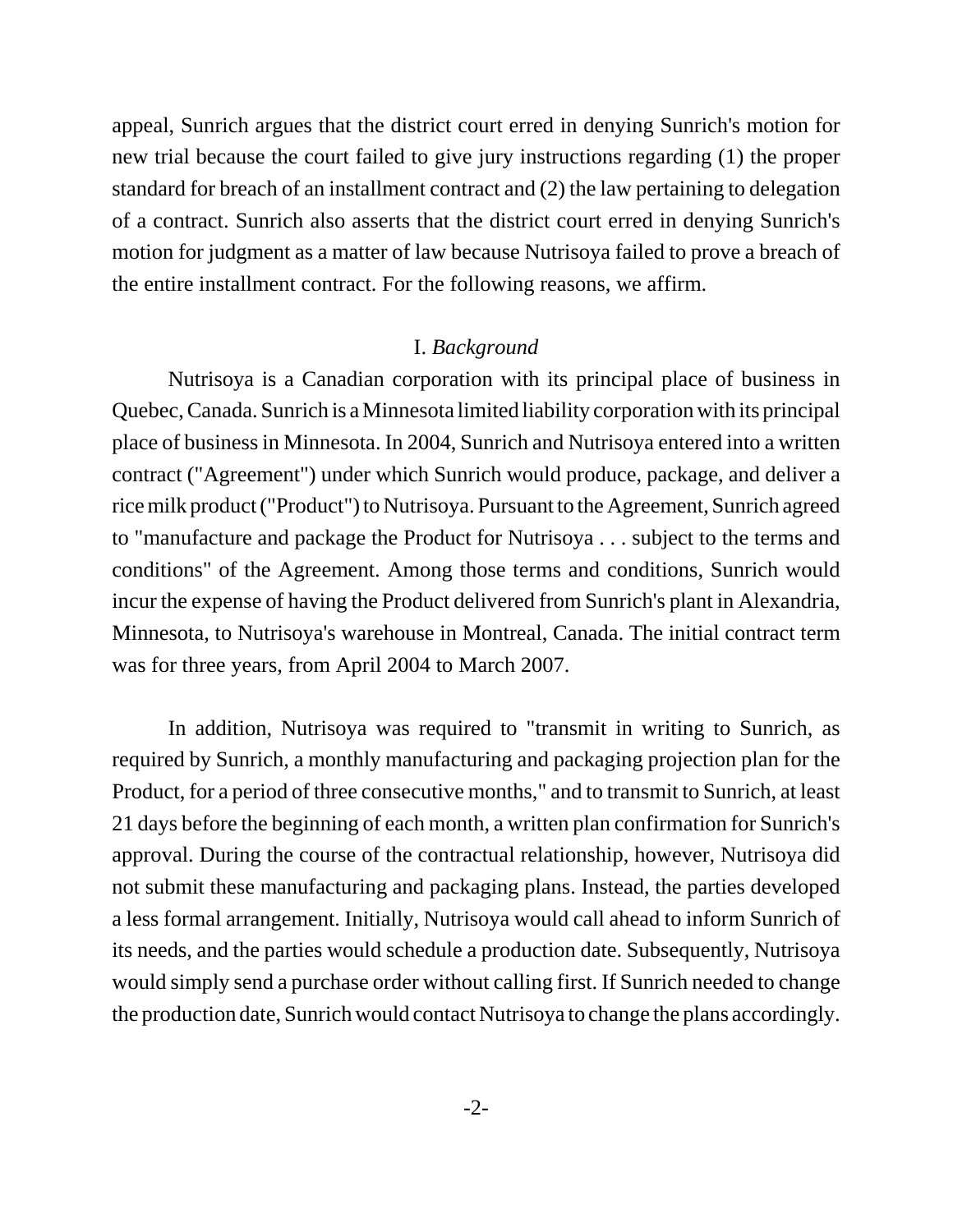appeal, Sunrich argues that the district court erred in denying Sunrich's motion for new trial because the court failed to give jury instructions regarding (1) the proper standard for breach of an installment contract and (2) the law pertaining to delegation of a contract. Sunrich also asserts that the district court erred in denying Sunrich's motion for judgment as a matter of law because Nutrisoya failed to prove a breach of the entire installment contract. For the following reasons, we affirm.

## I. *Background*

Nutrisoya is a Canadian corporation with its principal place of business in Quebec, Canada. Sunrich is a Minnesota limited liability corporation with its principal place of business in Minnesota. In 2004, Sunrich and Nutrisoya entered into a written contract ("Agreement") under which Sunrich would produce, package, and deliver a rice milk product ("Product") to Nutrisoya. Pursuant to the Agreement, Sunrich agreed to "manufacture and package the Product for Nutrisoya . . . subject to the terms and conditions" of the Agreement. Among those terms and conditions, Sunrich would incur the expense of having the Product delivered from Sunrich's plant in Alexandria, Minnesota, to Nutrisoya's warehouse in Montreal, Canada. The initial contract term was for three years, from April 2004 to March 2007.

In addition, Nutrisoya was required to "transmit in writing to Sunrich, as required by Sunrich, a monthly manufacturing and packaging projection plan for the Product, for a period of three consecutive months," and to transmit to Sunrich, at least 21 days before the beginning of each month, a written plan confirmation for Sunrich's approval. During the course of the contractual relationship, however, Nutrisoya did not submit these manufacturing and packaging plans. Instead, the parties developed a less formal arrangement. Initially, Nutrisoya would call ahead to inform Sunrich of its needs, and the parties would schedule a production date. Subsequently, Nutrisoya would simply send a purchase order without calling first. If Sunrich needed to change the production date, Sunrich would contact Nutrisoya to change the plans accordingly.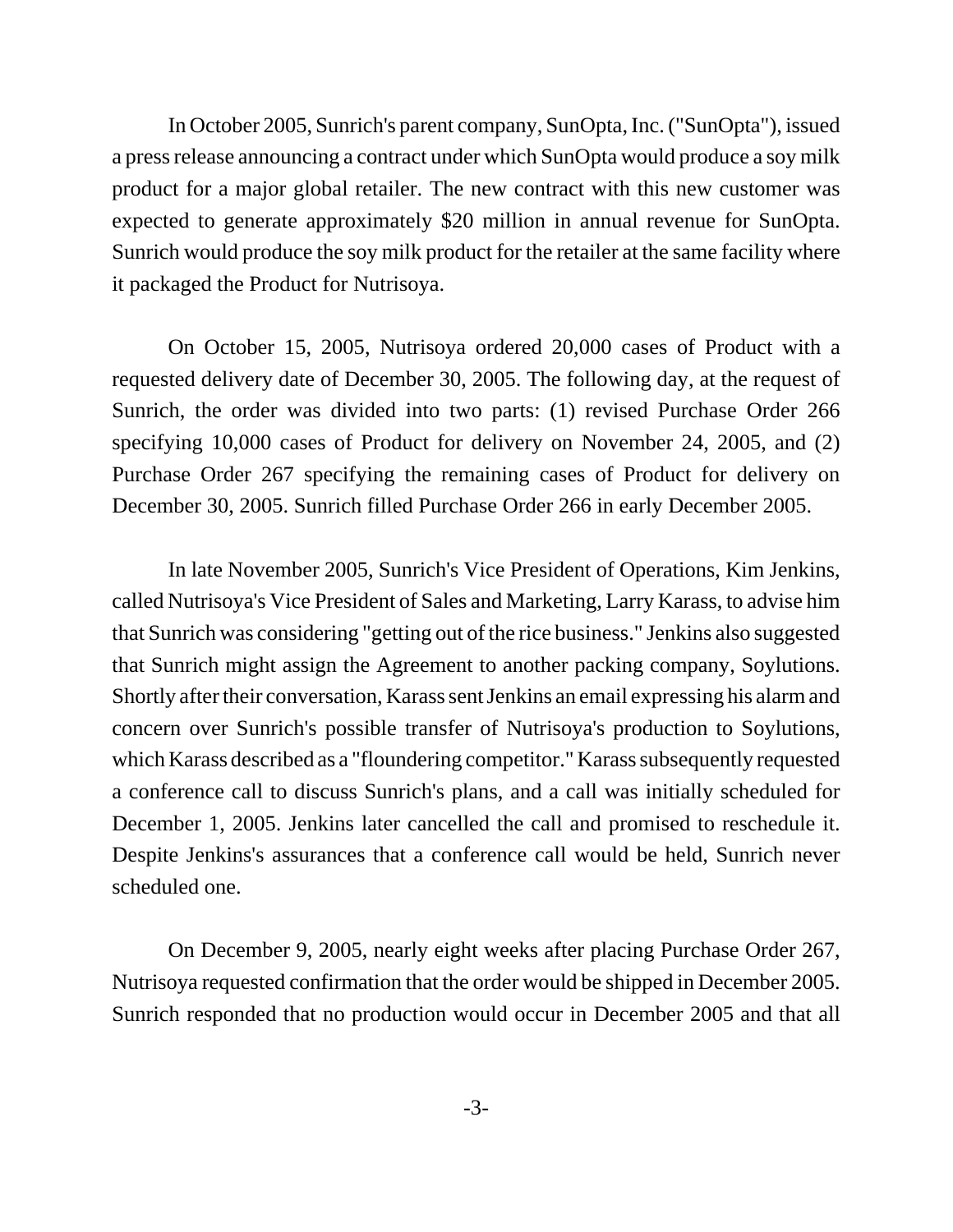In October 2005, Sunrich's parent company, SunOpta, Inc. ("SunOpta"), issued a press release announcing a contract under which SunOpta would produce a soy milk product for a major global retailer. The new contract with this new customer was expected to generate approximately $20 million in annual revenue for SunOpta. Sunrich would produce the soy milk product for the retailer at the same facility where it packaged the Product for Nutrisoya.

On October 15, 2005, Nutrisoya ordered 20,000 cases of Product with a requested delivery date of December 30, 2005. The following day, at the request of Sunrich, the order was divided into two parts: (1) revised Purchase Order 266 specifying 10,000 cases of Product for delivery on November 24, 2005, and (2) Purchase Order 267 specifying the remaining cases of Product for delivery on December 30, 2005. Sunrich filled Purchase Order 266 in early December 2005.

In late November 2005, Sunrich's Vice President of Operations, Kim Jenkins, called Nutrisoya's Vice President of Sales and Marketing, Larry Karass, to advise him that Sunrich was considering "getting out of the rice business." Jenkins also suggested that Sunrich might assign the Agreement to another packing company, Soylutions. Shortly after their conversation, Karass sent Jenkins an email expressing his alarm and concern over Sunrich's possible transfer of Nutrisoya's production to Soylutions, which Karass described as a "floundering competitor." Karass subsequently requested a conference call to discuss Sunrich's plans, and a call was initially scheduled for December 1, 2005. Jenkins later cancelled the call and promised to reschedule it. Despite Jenkins's assurances that a conference call would be held, Sunrich never scheduled one.

On December 9, 2005, nearly eight weeks after placing Purchase Order 267, Nutrisoya requested confirmation that the order would be shipped in December 2005. Sunrich responded that no production would occur in December 2005 and that all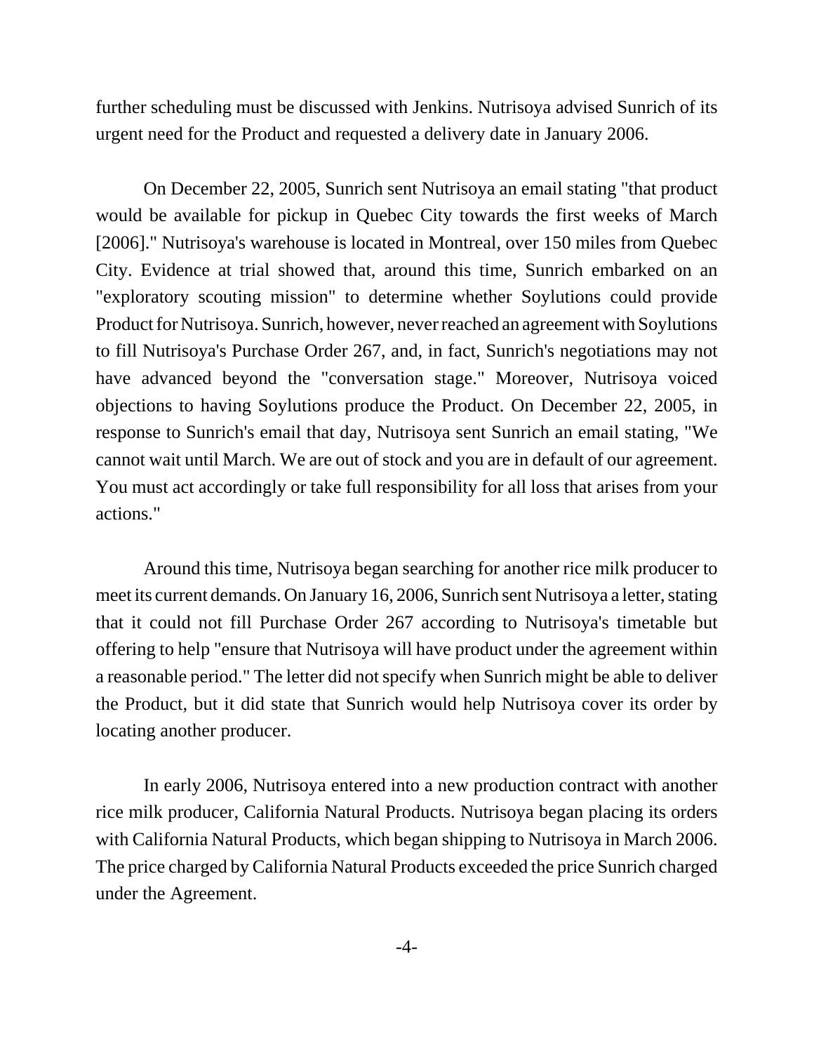further scheduling must be discussed with Jenkins. Nutrisoya advised Sunrich of its urgent need for the Product and requested a delivery date in January 2006.

On December 22, 2005, Sunrich sent Nutrisoya an email stating "that product would be available for pickup in Quebec City towards the first weeks of March [2006]." Nutrisoya's warehouse is located in Montreal, over 150 miles from Quebec City. Evidence at trial showed that, around this time, Sunrich embarked on an "exploratory scouting mission" to determine whether Soylutions could provide Product for Nutrisoya. Sunrich, however, never reached an agreement with Soylutions to fill Nutrisoya's Purchase Order 267, and, in fact, Sunrich's negotiations may not have advanced beyond the "conversation stage." Moreover, Nutrisoya voiced objections to having Soylutions produce the Product. On December 22, 2005, in response to Sunrich's email that day, Nutrisoya sent Sunrich an email stating, "We cannot wait until March. We are out of stock and you are in default of our agreement. You must act accordingly or take full responsibility for all loss that arises from your actions."

Around this time, Nutrisoya began searching for another rice milk producer to meet its current demands. On January 16, 2006, Sunrich sent Nutrisoya a letter, stating that it could not fill Purchase Order 267 according to Nutrisoya's timetable but offering to help "ensure that Nutrisoya will have product under the agreement within a reasonable period." The letter did not specify when Sunrich might be able to deliver the Product, but it did state that Sunrich would help Nutrisoya cover its order by locating another producer.

In early 2006, Nutrisoya entered into a new production contract with another rice milk producer, California Natural Products. Nutrisoya began placing its orders with California Natural Products, which began shipping to Nutrisoya in March 2006. The price charged by California Natural Products exceeded the price Sunrich charged under the Agreement.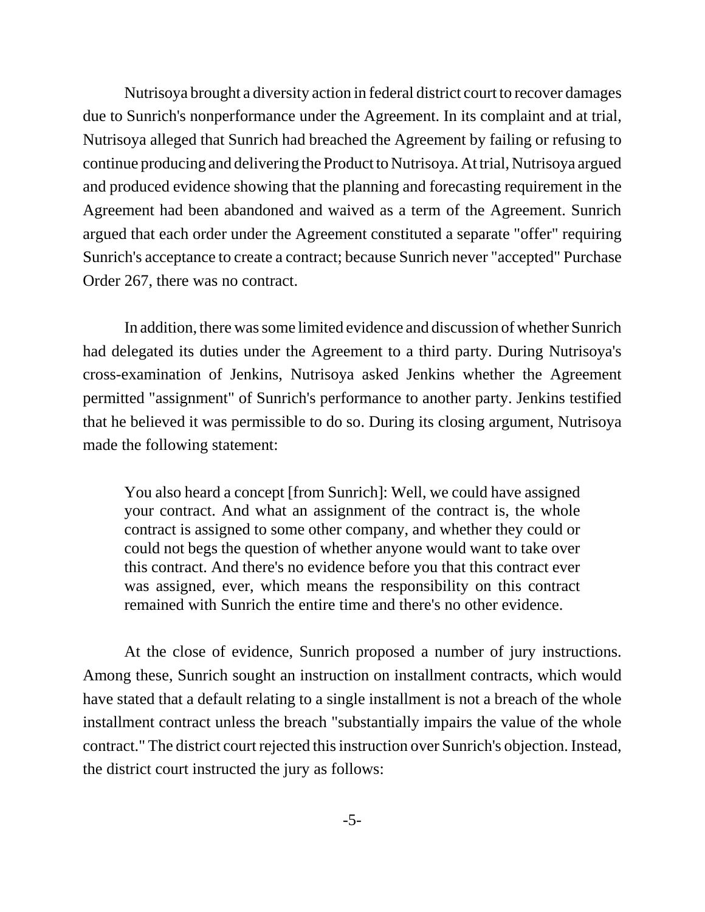Nutrisoya brought a diversity action in federal district court to recover damages due to Sunrich's nonperformance under the Agreement. In its complaint and at trial, Nutrisoya alleged that Sunrich had breached the Agreement by failing or refusing to continue producing and delivering the Product to Nutrisoya. At trial, Nutrisoya argued and produced evidence showing that the planning and forecasting requirement in the Agreement had been abandoned and waived as a term of the Agreement. Sunrich argued that each order under the Agreement constituted a separate "offer" requiring Sunrich's acceptance to create a contract; because Sunrich never "accepted" Purchase Order 267, there was no contract.

In addition, there was some limited evidence and discussion of whether Sunrich had delegated its duties under the Agreement to a third party. During Nutrisoya's cross-examination of Jenkins, Nutrisoya asked Jenkins whether the Agreement permitted "assignment" of Sunrich's performance to another party. Jenkins testified that he believed it was permissible to do so. During its closing argument, Nutrisoya made the following statement:

> You also heard a concept [from Sunrich]: Well, we could have assigned your contract. And what an assignment of the contract is, the whole contract is assigned to some other company, and whether they could or could not begs the question of whether anyone would want to take over this contract. And there's no evidence before you that this contract ever was assigned, ever, which means the responsibility on this contract remained with Sunrich the entire time and there's no other evidence.

At the close of evidence, Sunrich proposed a number of jury instructions. Among these, Sunrich sought an instruction on installment contracts, which would have stated that a default relating to a single installment is not a breach of the whole installment contract unless the breach "substantially impairs the value of the whole contract." The district court rejected this instruction over Sunrich's objection. Instead, the district court instructed the jury as follows: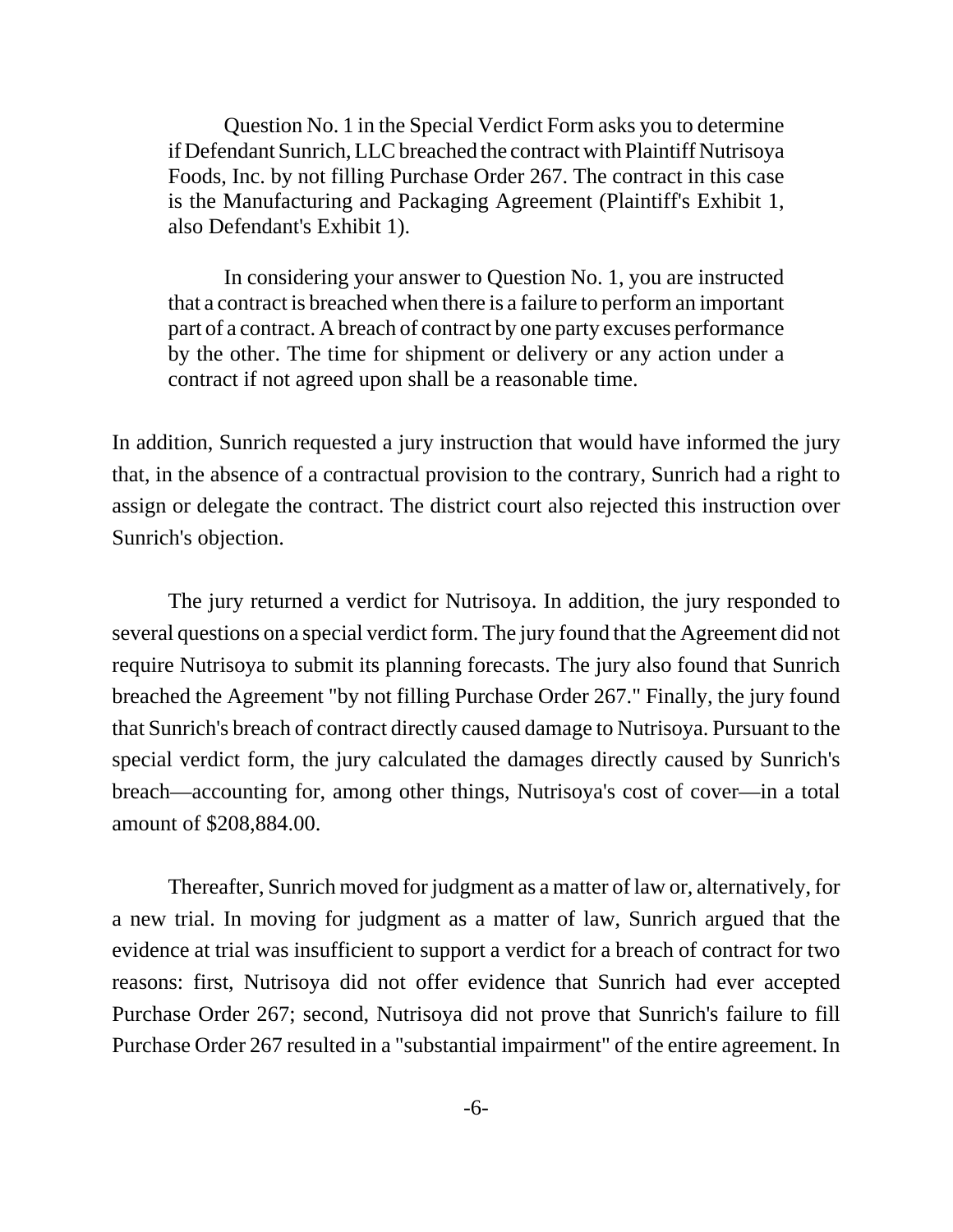> Question No. 1 in the Special Verdict Form asks you to determine if Defendant Sunrich, LLC breached the contract with Plaintiff Nutrisoya Foods, Inc. by not filling Purchase Order 267. The contract in this case is the Manufacturing and Packaging Agreement (Plaintiff's Exhibit 1, also Defendant's Exhibit 1).
>
> In considering your answer to Question No. 1, you are instructed that a contract is breached when there is a failure to perform an important part of a contract. A breach of contract by one party excuses performance by the other. The time for shipment or delivery or any action under a contract if not agreed upon shall be a reasonable time.

In addition, Sunrich requested a jury instruction that would have informed the jury that, in the absence of a contractual provision to the contrary, Sunrich had a right to assign or delegate the contract. The district court also rejected this instruction over Sunrich's objection.

The jury returned a verdict for Nutrisoya. In addition, the jury responded to several questions on a special verdict form. The jury found that the Agreement did not require Nutrisoya to submit its planning forecasts. The jury also found that Sunrich breached the Agreement "by not filling Purchase Order 267." Finally, the jury found that Sunrich's breach of contract directly caused damage to Nutrisoya. Pursuant to the special verdict form, the jury calculated the damages directly caused by Sunrich's breach—accounting for, among other things, Nutrisoya's cost of cover—in a total amount of $208,884.00.

Thereafter, Sunrich moved for judgment as a matter of law or, alternatively, for a new trial. In moving for judgment as a matter of law, Sunrich argued that the evidence at trial was insufficient to support a verdict for a breach of contract for two reasons: first, Nutrisoya did not offer evidence that Sunrich had ever accepted Purchase Order 267; second, Nutrisoya did not prove that Sunrich's failure to fill Purchase Order 267 resulted in a "substantial impairment" of the entire agreement. In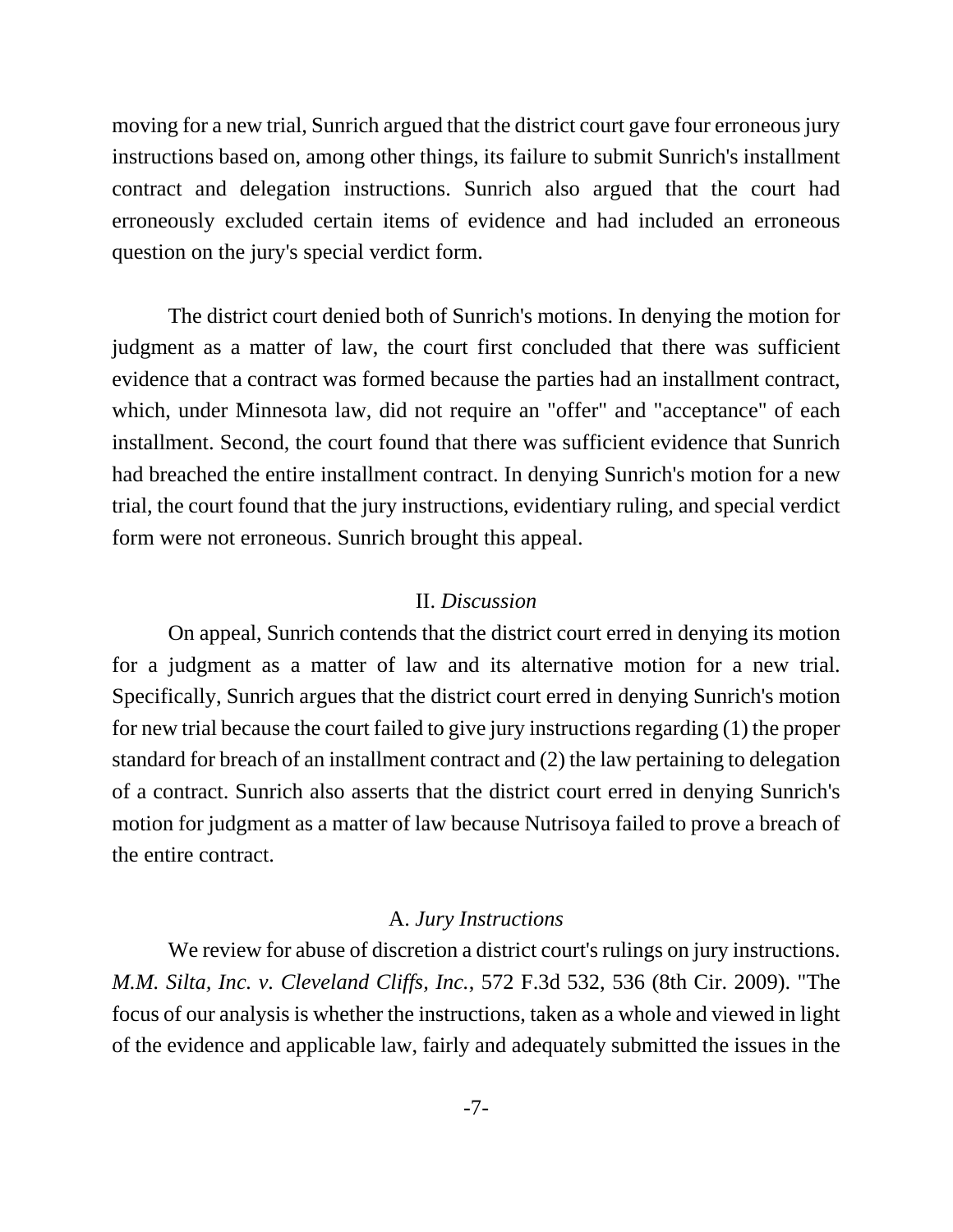moving for a new trial, Sunrich argued that the district court gave four erroneous jury instructions based on, among other things, its failure to submit Sunrich's installment contract and delegation instructions. Sunrich also argued that the court had erroneously excluded certain items of evidence and had included an erroneous question on the jury's special verdict form.

The district court denied both of Sunrich's motions. In denying the motion for judgment as a matter of law, the court first concluded that there was sufficient evidence that a contract was formed because the parties had an installment contract, which, under Minnesota law, did not require an "offer" and "acceptance" of each installment. Second, the court found that there was sufficient evidence that Sunrich had breached the entire installment contract. In denying Sunrich's motion for a new trial, the court found that the jury instructions, evidentiary ruling, and special verdict form were not erroneous. Sunrich brought this appeal.

## II. *Discussion*

On appeal, Sunrich contends that the district court erred in denying its motion for a judgment as a matter of law and its alternative motion for a new trial. Specifically, Sunrich argues that the district court erred in denying Sunrich's motion for new trial because the court failed to give jury instructions regarding (1) the proper standard for breach of an installment contract and (2) the law pertaining to delegation of a contract. Sunrich also asserts that the district court erred in denying Sunrich's motion for judgment as a matter of law because Nutrisoya failed to prove a breach of the entire contract.

### A. *Jury Instructions*

We review for abuse of discretion a district court's rulings on jury instructions. *M.M. Silta, Inc. v. Cleveland Cliffs, Inc.*, 572 F.3d 532, 536 (8th Cir. 2009). "The focus of our analysis is whether the instructions, taken as a whole and viewed in light of the evidence and applicable law, fairly and adequately submitted the issues in the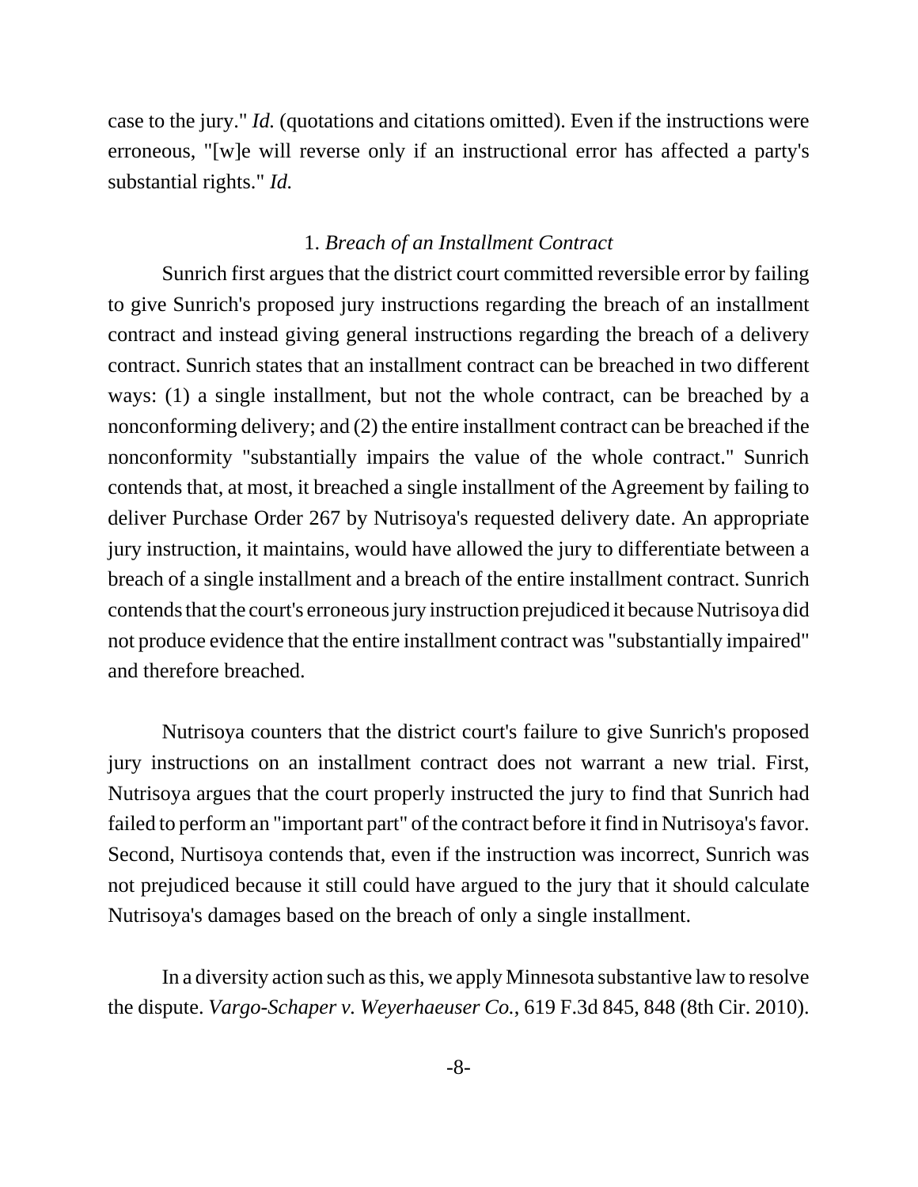case to the jury." *Id.* (quotations and citations omitted). Even if the instructions were erroneous, "[w]e will reverse only if an instructional error has affected a party's substantial rights." *Id.*

1. *Breach of an Installment Contract*

Sunrich first argues that the district court committed reversible error by failing to give Sunrich's proposed jury instructions regarding the breach of an installment contract and instead giving general instructions regarding the breach of a delivery contract. Sunrich states that an installment contract can be breached in two different ways: (1) a single installment, but not the whole contract, can be breached by a nonconforming delivery; and (2) the entire installment contract can be breached if the nonconformity "substantially impairs the value of the whole contract." Sunrich contends that, at most, it breached a single installment of the Agreement by failing to deliver Purchase Order 267 by Nutrisoya's requested delivery date. An appropriate jury instruction, it maintains, would have allowed the jury to differentiate between a breach of a single installment and a breach of the entire installment contract. Sunrich contends that the court's erroneous jury instruction prejudiced it because Nutrisoya did not produce evidence that the entire installment contract was "substantially impaired" and therefore breached.

Nutrisoya counters that the district court's failure to give Sunrich's proposed jury instructions on an installment contract does not warrant a new trial. First, Nutrisoya argues that the court properly instructed the jury to find that Sunrich had failed to perform an "important part" of the contract before it find in Nutrisoya's favor. Second, Nurtisoya contends that, even if the instruction was incorrect, Sunrich was not prejudiced because it still could have argued to the jury that it should calculate Nutrisoya's damages based on the breach of only a single installment.

In a diversity action such as this, we apply Minnesota substantive law to resolve the dispute. *Vargo-Schaper v. Weyerhaeuser Co.*, 619 F.3d 845, 848 (8th Cir. 2010).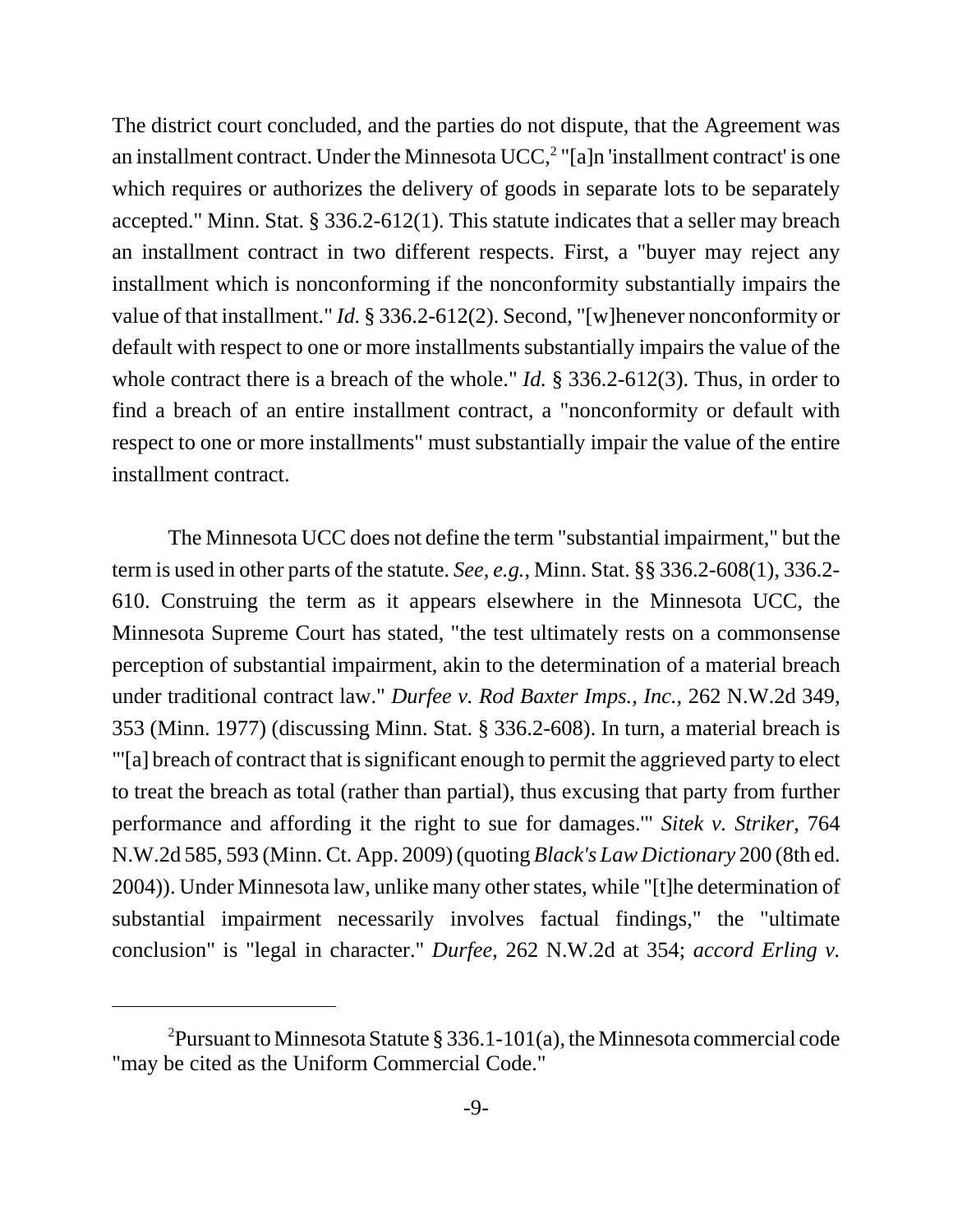The district court concluded, and the parties do not dispute, that the Agreement was an installment contract. Under the Minnesota UCC,[2] "[a]n 'installment contract' is one which requires or authorizes the delivery of goods in separate lots to be separately accepted." Minn. Stat. § 336.2-612(1). This statute indicates that a seller may breach an installment contract in two different respects. First, a "buyer may reject any installment which is nonconforming if the nonconformity substantially impairs the value of that installment." *Id.* § 336.2-612(2). Second, "[w]henever nonconformity or default with respect to one or more installments substantially impairs the value of the whole contract there is a breach of the whole." *Id.* § 336.2-612(3). Thus, in order to find a breach of an entire installment contract, a "nonconformity or default with respect to one or more installments" must substantially impair the value of the entire installment contract.

The Minnesota UCC does not define the term "substantial impairment," but the term is used in other parts of the statute. *See, e.g.*, Minn. Stat. §§ 336.2-608(1), 336.2-610. Construing the term as it appears elsewhere in the Minnesota UCC, the Minnesota Supreme Court has stated, "the test ultimately rests on a commonsense perception of substantial impairment, akin to the determination of a material breach under traditional contract law." *Durfee v. Rod Baxter Imps., Inc.*, 262 N.W.2d 349, 353 (Minn. 1977) (discussing Minn. Stat. § 336.2-608). In turn, a material breach is "'[a] breach of contract that is significant enough to permit the aggrieved party to elect to treat the breach as total (rather than partial), thus excusing that party from further performance and affording it the right to sue for damages.'" *Sitek v. Striker*, 764 N.W.2d 585, 593 (Minn. Ct. App. 2009) (quoting *Black's Law Dictionary* 200 (8th ed. 2004)). Under Minnesota law, unlike many other states, while "[t]he determination of substantial impairment necessarily involves factual findings," the "ultimate conclusion" is "legal in character." *Durfee*, 262 N.W.2d at 354; *accord Erling v.*

[2]Pursuant to Minnesota Statute § 336.1-101(a), the Minnesota commercial code "may be cited as the Uniform Commercial Code."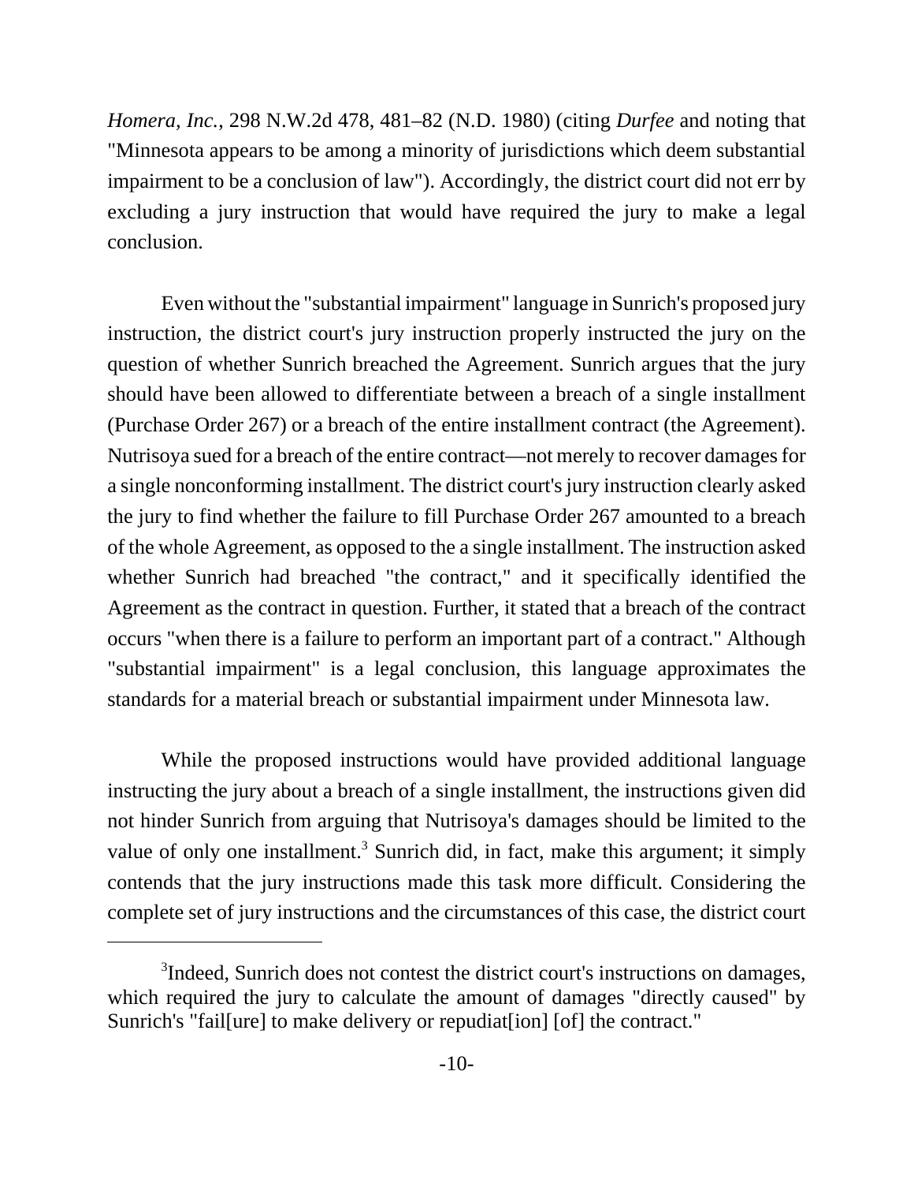*Homera, Inc.*, 298 N.W.2d 478, 481–82 (N.D. 1980) (citing *Durfee* and noting that "Minnesota appears to be among a minority of jurisdictions which deem substantial impairment to be a conclusion of law"). Accordingly, the district court did not err by excluding a jury instruction that would have required the jury to make a legal conclusion.

Even without the "substantial impairment" language in Sunrich's proposed jury instruction, the district court's jury instruction properly instructed the jury on the question of whether Sunrich breached the Agreement. Sunrich argues that the jury should have been allowed to differentiate between a breach of a single installment (Purchase Order 267) or a breach of the entire installment contract (the Agreement). Nutrisoya sued for a breach of the entire contract—not merely to recover damages for a single nonconforming installment. The district court's jury instruction clearly asked the jury to find whether the failure to fill Purchase Order 267 amounted to a breach of the whole Agreement, as opposed to the a single installment. The instruction asked whether Sunrich had breached "the contract," and it specifically identified the Agreement as the contract in question. Further, it stated that a breach of the contract occurs "when there is a failure to perform an important part of a contract." Although "substantial impairment" is a legal conclusion, this language approximates the standards for a material breach or substantial impairment under Minnesota law.

While the proposed instructions would have provided additional language instructing the jury about a breach of a single installment, the instructions given did not hinder Sunrich from arguing that Nutrisoya's damages should be limited to the value of only one installment.[3] Sunrich did, in fact, make this argument; it simply contends that the jury instructions made this task more difficult. Considering the complete set of jury instructions and the circumstances of this case, the district court

---

[3]Indeed, Sunrich does not contest the district court's instructions on damages, which required the jury to calculate the amount of damages "directly caused" by Sunrich's "fail[ure] to make delivery or repudiat[ion] [of] the contract."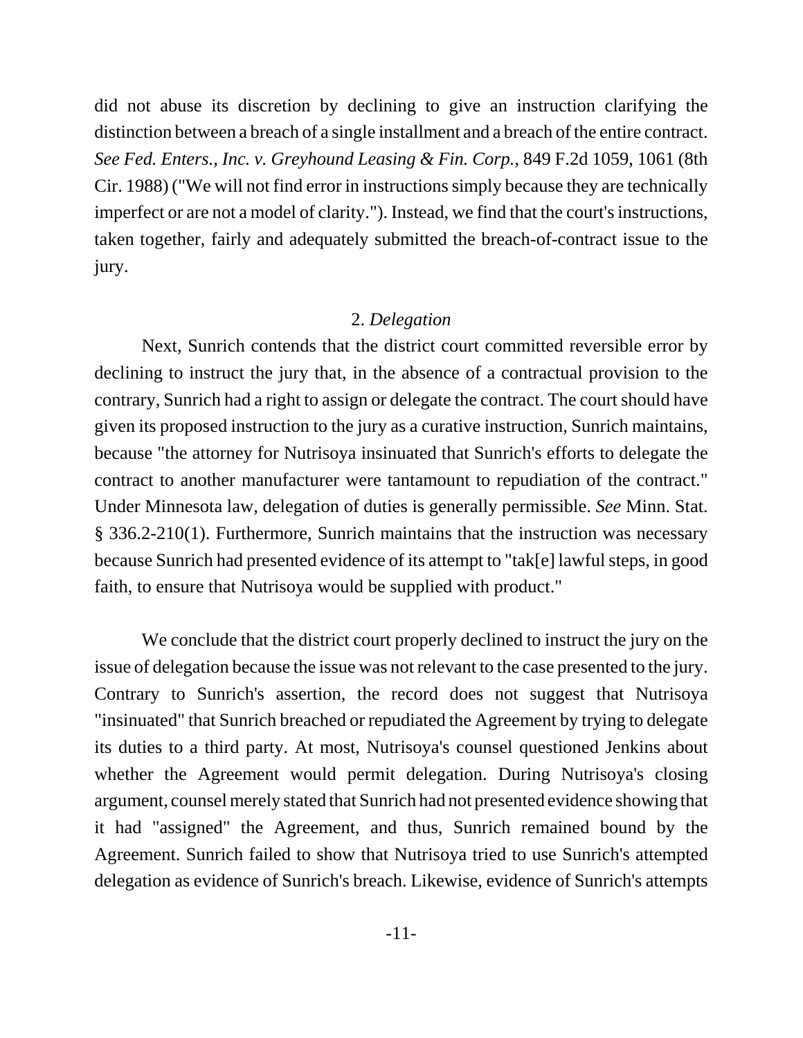did not abuse its discretion by declining to give an instruction clarifying the distinction between a breach of a single installment and a breach of the entire contract. *See Fed. Enters., Inc. v. Greyhound Leasing & Fin. Corp.*, 849 F.2d 1059, 1061 (8th Cir. 1988) ("We will not find error in instructions simply because they are technically imperfect or are not a model of clarity."). Instead, we find that the court's instructions, taken together, fairly and adequately submitted the breach-of-contract issue to the jury.

### 2. *Delegation*

Next, Sunrich contends that the district court committed reversible error by declining to instruct the jury that, in the absence of a contractual provision to the contrary, Sunrich had a right to assign or delegate the contract. The court should have given its proposed instruction to the jury as a curative instruction, Sunrich maintains, because "the attorney for Nutrisoya insinuated that Sunrich's efforts to delegate the contract to another manufacturer were tantamount to repudiation of the contract." Under Minnesota law, delegation of duties is generally permissible. *See* Minn. Stat. § 336.2-210(1). Furthermore, Sunrich maintains that the instruction was necessary because Sunrich had presented evidence of its attempt to "tak[e] lawful steps, in good faith, to ensure that Nutrisoya would be supplied with product."

We conclude that the district court properly declined to instruct the jury on the issue of delegation because the issue was not relevant to the case presented to the jury. Contrary to Sunrich's assertion, the record does not suggest that Nutrisoya "insinuated" that Sunrich breached or repudiated the Agreement by trying to delegate its duties to a third party. At most, Nutrisoya's counsel questioned Jenkins about whether the Agreement would permit delegation. During Nutrisoya's closing argument, counsel merely stated that Sunrich had not presented evidence showing that it had "assigned" the Agreement, and thus, Sunrich remained bound by the Agreement. Sunrich failed to show that Nutrisoya tried to use Sunrich's attempted delegation as evidence of Sunrich's breach. Likewise, evidence of Sunrich's attempts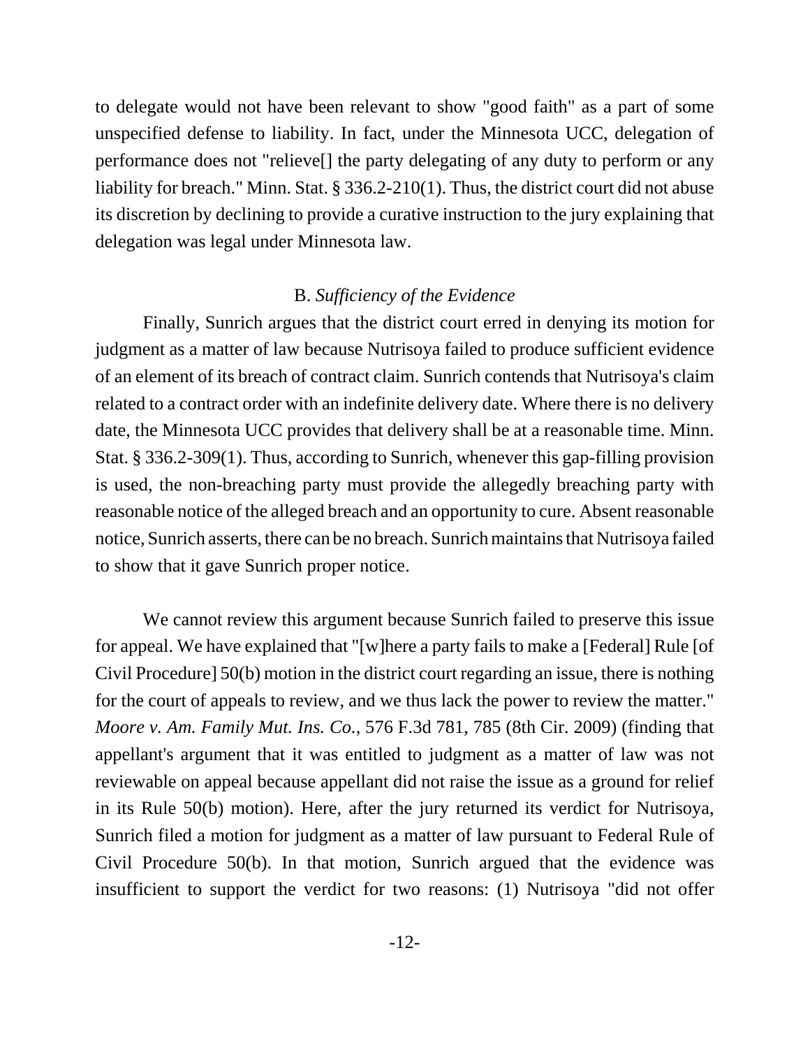to delegate would not have been relevant to show "good faith" as a part of some unspecified defense to liability. In fact, under the Minnesota UCC, delegation of performance does not "relieve[] the party delegating of any duty to perform or any liability for breach." Minn. Stat. § 336.2-210(1). Thus, the district court did not abuse its discretion by declining to provide a curative instruction to the jury explaining that delegation was legal under Minnesota law.

### B. *Sufficiency of the Evidence*

Finally, Sunrich argues that the district court erred in denying its motion for judgment as a matter of law because Nutrisoya failed to produce sufficient evidence of an element of its breach of contract claim. Sunrich contends that Nutrisoya's claim related to a contract order with an indefinite delivery date. Where there is no delivery date, the Minnesota UCC provides that delivery shall be at a reasonable time. Minn. Stat. § 336.2-309(1). Thus, according to Sunrich, whenever this gap-filling provision is used, the non-breaching party must provide the allegedly breaching party with reasonable notice of the alleged breach and an opportunity to cure. Absent reasonable notice, Sunrich asserts, there can be no breach. Sunrich maintains that Nutrisoya failed to show that it gave Sunrich proper notice.

We cannot review this argument because Sunrich failed to preserve this issue for appeal. We have explained that "[w]here a party fails to make a [Federal] Rule [of Civil Procedure] 50(b) motion in the district court regarding an issue, there is nothing for the court of appeals to review, and we thus lack the power to review the matter." *Moore v. Am. Family Mut. Ins. Co.*, 576 F.3d 781, 785 (8th Cir. 2009) (finding that appellant's argument that it was entitled to judgment as a matter of law was not reviewable on appeal because appellant did not raise the issue as a ground for relief in its Rule 50(b) motion). Here, after the jury returned its verdict for Nutrisoya, Sunrich filed a motion for judgment as a matter of law pursuant to Federal Rule of Civil Procedure 50(b). In that motion, Sunrich argued that the evidence was insufficient to support the verdict for two reasons: (1) Nutrisoya "did not offer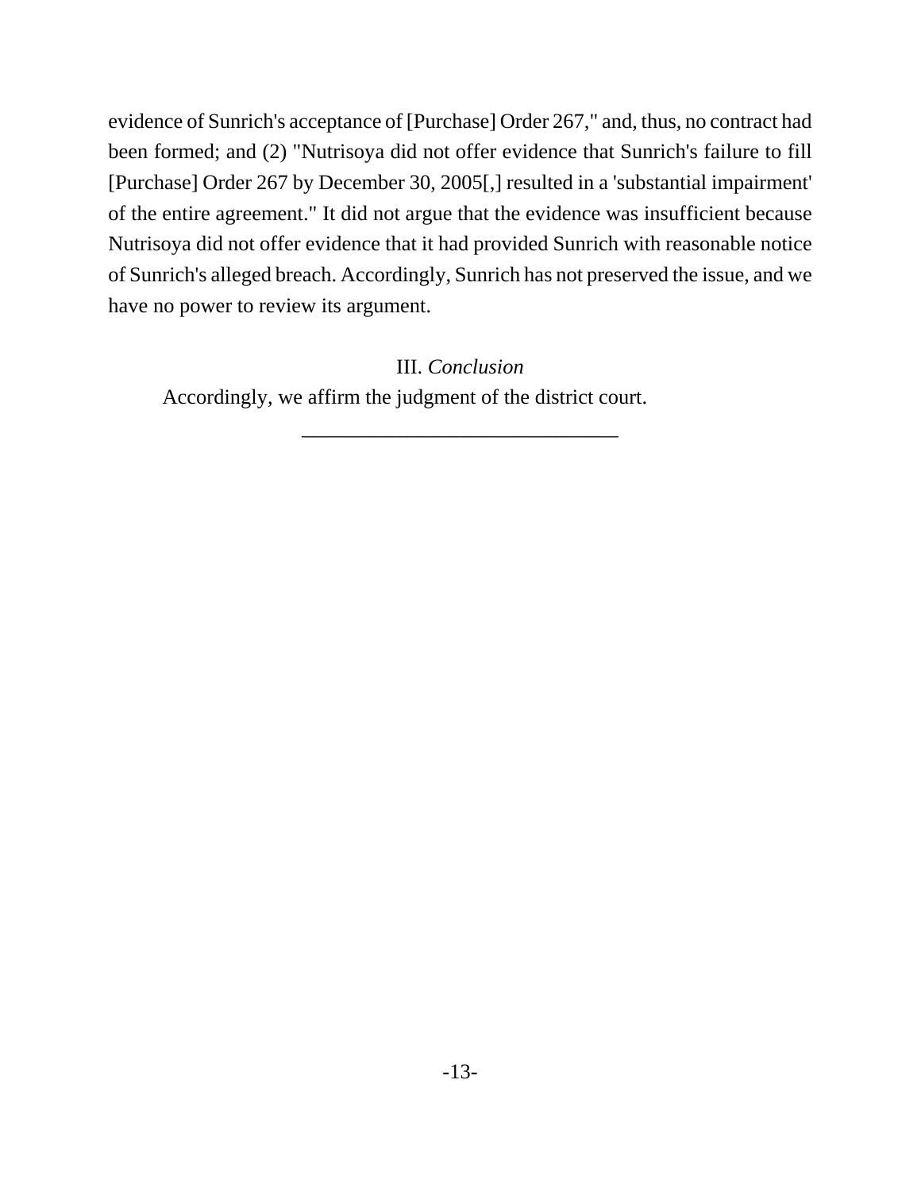evidence of Sunrich's acceptance of [Purchase] Order 267," and, thus, no contract had been formed; and (2) "Nutrisoya did not offer evidence that Sunrich's failure to fill [Purchase] Order 267 by December 30, 2005[,] resulted in a 'substantial impairment' of the entire agreement." It did not argue that the evidence was insufficient because Nutrisoya did not offer evidence that it had provided Sunrich with reasonable notice of Sunrich's alleged breach. Accordingly, Sunrich has not preserved the issue, and we have no power to review its argument.

## III. *Conclusion*

Accordingly, we affirm the judgment of the district court.

______________________________